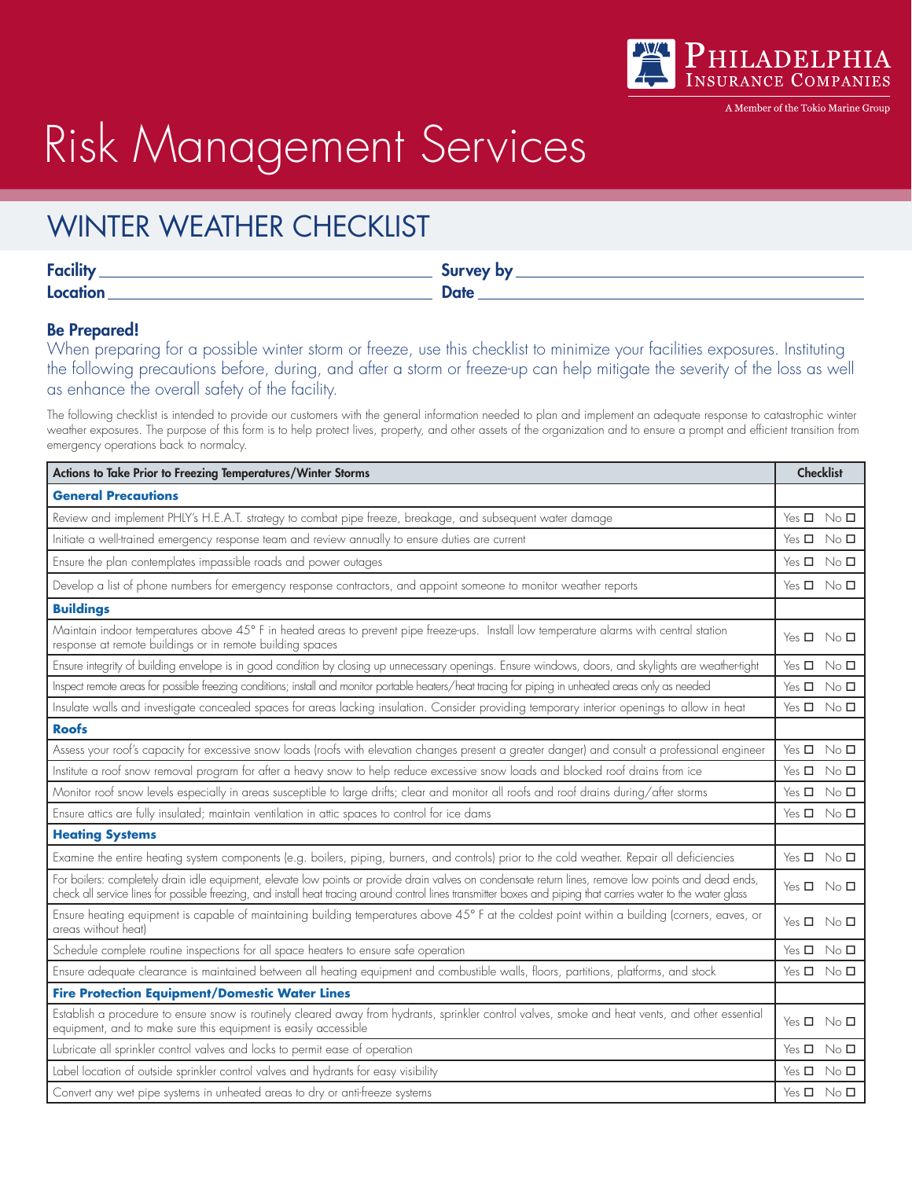Philadelphia Insurance Companies

A Member of the Tokio Marine Group

# Risk Management Services

## WINTER WEATHER CHECKLIST

**Facility** ______________________ **Survey by** ______________________

**Location** ______________________ **Date** ______________________

### Be Prepared!

When preparing for a possible winter storm or freeze, use this checklist to minimize your facilities exposures. Instituting the following precautions before, during, and after a storm or freeze-up can help mitigate the severity of the loss as well as enhance the overall safety of the facility.

The following checklist is intended to provide our customers with the general information needed to plan and implement an adequate response to catastrophic winter weather exposures. The purpose of this form is to help protect lives, property, and other assets of the organization and to ensure a prompt and efficient transition from emergency operations back to normalcy.

| Actions to Take Prior to Freezing Temperatures/Winter Storms | Checklist |
|---|---|
| **General Precautions** | |
| Review and implement PHLY's H.E.A.T. strategy to combat pipe freeze, breakage, and subsequent water damage | Yes ☐ No ☐ |
| Initiate a well-trained emergency response team and review annually to ensure duties are current | Yes ☐ No ☐ |
| Ensure the plan contemplates impassible roads and power outages | Yes ☐ No ☐ |
| Develop a list of phone numbers for emergency response contractors, and appoint someone to monitor weather reports | Yes ☐ No ☐ |
| **Buildings** | |
| Maintain indoor temperatures above 45° F in heated areas to prevent pipe freeze-ups. Install low temperature alarms with central station response at remote buildings or in remote building spaces | Yes ☐ No ☐ |
| Ensure integrity of building envelope is in good condition by closing up unnecessary openings. Ensure windows, doors, and skylights are weather-tight | Yes ☐ No ☐ |
| Inspect remote areas for possible freezing conditions; install and monitor portable heaters/heat tracing for piping in unheated areas only as needed | Yes ☐ No ☐ |
| Insulate walls and investigate concealed spaces for areas lacking insulation. Consider providing temporary interior openings to allow in heat | Yes ☐ No ☐ |
| **Roofs** | |
| Assess your roof's capacity for excessive snow loads (roofs with elevation changes present a greater danger) and consult a professional engineer | Yes ☐ No ☐ |
| Institute a roof snow removal program for after a heavy snow to help reduce excessive snow loads and blocked roof drains from ice | Yes ☐ No ☐ |
| Monitor roof snow levels especially in areas susceptible to large drifts; clear and monitor all roofs and roof drains during/after storms | Yes ☐ No ☐ |
| Ensure attics are fully insulated; maintain ventilation in attic spaces to control for ice dams | Yes ☐ No ☐ |
| **Heating Systems** | |
| Examine the entire heating system components (e.g. boilers, piping, burners, and controls) prior to the cold weather. Repair all deficiencies | Yes ☐ No ☐ |
| For boilers: completely drain idle equipment, elevate low points or provide drain valves on condensate return lines, remove low points and dead ends, check all service lines for possible freezing, and install heat tracing around control lines transmitter boxes and piping that carries water to the water glass | Yes ☐ No ☐ |
| Ensure heating equipment is capable of maintaining building temperatures above 45° F at the coldest point within a building (corners, eaves, or areas without heat) | Yes ☐ No ☐ |
| Schedule complete routine inspections for all space heaters to ensure safe operation | Yes ☐ No ☐ |
| Ensure adequate clearance is maintained between all heating equipment and combustible walls, floors, partitions, platforms, and stock | Yes ☐ No ☐ |
| **Fire Protection Equipment/Domestic Water Lines** | |
| Establish a procedure to ensure snow is routinely cleared away from hydrants, sprinkler control valves, smoke and heat vents, and other essential equipment, and to make sure this equipment is easily accessible | Yes ☐ No ☐ |
| Lubricate all sprinkler control valves and locks to permit ease of operation | Yes ☐ No ☐ |
| Label location of outside sprinkler control valves and hydrants for easy visibility | Yes ☐ No ☐ |
| Convert any wet pipe systems in unheated areas to dry or anti-freeze systems | Yes ☐ No ☐ |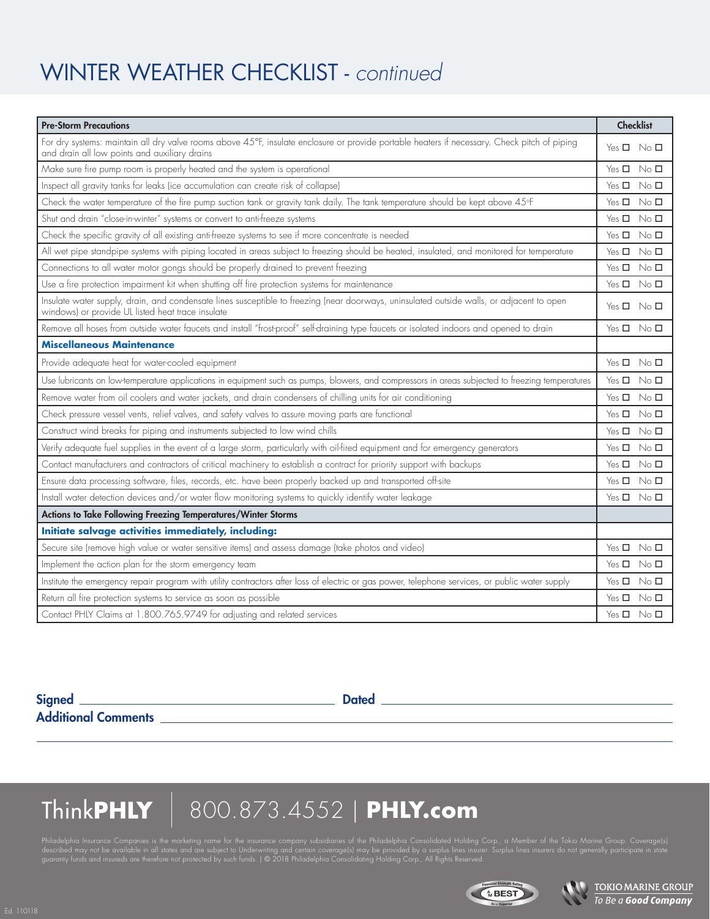# WINTER WEATHER CHECKLIST - *continued*

| Pre-Storm Precautions | Checklist |
| --- | --- |
| For dry systems: maintain all dry valve rooms above 45°F, insulate enclosure or provide portable heaters if necessary. Check pitch of piping and drain all low points and auxiliary drains | Yes ☐ No ☐ |
| Make sure fire pump room is properly heated and the system is operational | Yes ☐ No ☐ |
| Inspect all gravity tanks for leaks (ice accumulation can create risk of collapse) | Yes ☐ No ☐ |
| Check the water temperature of the fire pump suction tank or gravity tank daily. The tank temperature should be kept above 45°F | Yes ☐ No ☐ |
| Shut and drain "close-in-winter" systems or convert to anti-freeze systems | Yes ☐ No ☐ |
| Check the specific gravity of all existing anti-freeze systems to see if more concentrate is needed | Yes ☐ No ☐ |
| All wet pipe standpipe systems with piping located in areas subject to freezing should be heated, insulated, and monitored for temperature | Yes ☐ No ☐ |
| Connections to all water motor gongs should be properly drained to prevent freezing | Yes ☐ No ☐ |
| Use a fire protection impairment kit when shutting off fire protection systems for maintenance | Yes ☐ No ☐ |
| Insulate water supply, drain, and condensate lines susceptible to freezing (near doorways, uninsulated outside walls, or adjacent to open windows) or provide UL listed heat trace insulate | Yes ☐ No ☐ |
| Remove all hoses from outside water faucets and install "frost-proof" self-draining type faucets or isolated indoors and opened to drain | Yes ☐ No ☐ |
| **Miscellaneous Maintenance** | |
| Provide adequate heat for water-cooled equipment | Yes ☐ No ☐ |
| Use lubricants on low-temperature applications in equipment such as pumps, blowers, and compressors in areas subjected to freezing temperatures | Yes ☐ No ☐ |
| Remove water from oil coolers and water jackets, and drain condensers of chilling units for air conditioning | Yes ☐ No ☐ |
| Check pressure vessel vents, relief valves, and safety valves to assure moving parts are functional | Yes ☐ No ☐ |
| Construct wind breaks for piping and instruments subjected to low wind chills | Yes ☐ No ☐ |
| Verify adequate fuel supplies in the event of a large storm, particularly with oil-fired equipment and for emergency generators | Yes ☐ No ☐ |
| Contact manufacturers and contractors of critical machinery to establish a contract for priority support with backups | Yes ☐ No ☐ |
| Ensure data processing software, files, records, etc. have been properly backed up and transported off-site | Yes ☐ No ☐ |
| Install water detection devices and/or water flow monitoring systems to quickly identify water leakage | Yes ☐ No ☐ |
| **Actions to Take Following Freezing Temperatures/Winter Storms** | |
| **Initiate salvage activities immediately, including:** | |
| Secure site (remove high value or water sensitive items) and assess damage (take photos and video) | Yes ☐ No ☐ |
| Implement the action plan for the storm emergency team | Yes ☐ No ☐ |
| Institute the emergency repair program with utility contractors after loss of electric or gas power, telephone services, or public water supply | Yes ☐ No ☐ |
| Return all fire protection systems to service as soon as possible | Yes ☐ No ☐ |
| Contact PHLY Claims at 1.800.765.9749 for adjusting and related services | Yes ☐ No ☐ |

**Signed** ______________________ **Dated** ______________________

**Additional Comments** ______________________

Think**PHLY** | 800.873.4552 | **PHLY.com**

Philadelphia Insurance Companies is the marketing name for the insurance company subsidiaries of the Philadelphia Consolidated Holding Corp., a Member of the Tokio Marine Group. Coverage(s) described may not be available in all states and are subject to Underwriting and certain coverage(s) may be provided by a surplus lines insurer. Surplus lines insurers do not generally participate in state guaranty funds and insureds are therefore not protected by such funds. | © 2018 Philadelphia Consolidating Holding Corp., All Rights Reserved.

Financial Strength Rating A.M. BEST A++ Superior

TOKIO MARINE GROUP *To Be a **Good Company***

Ed. 110118